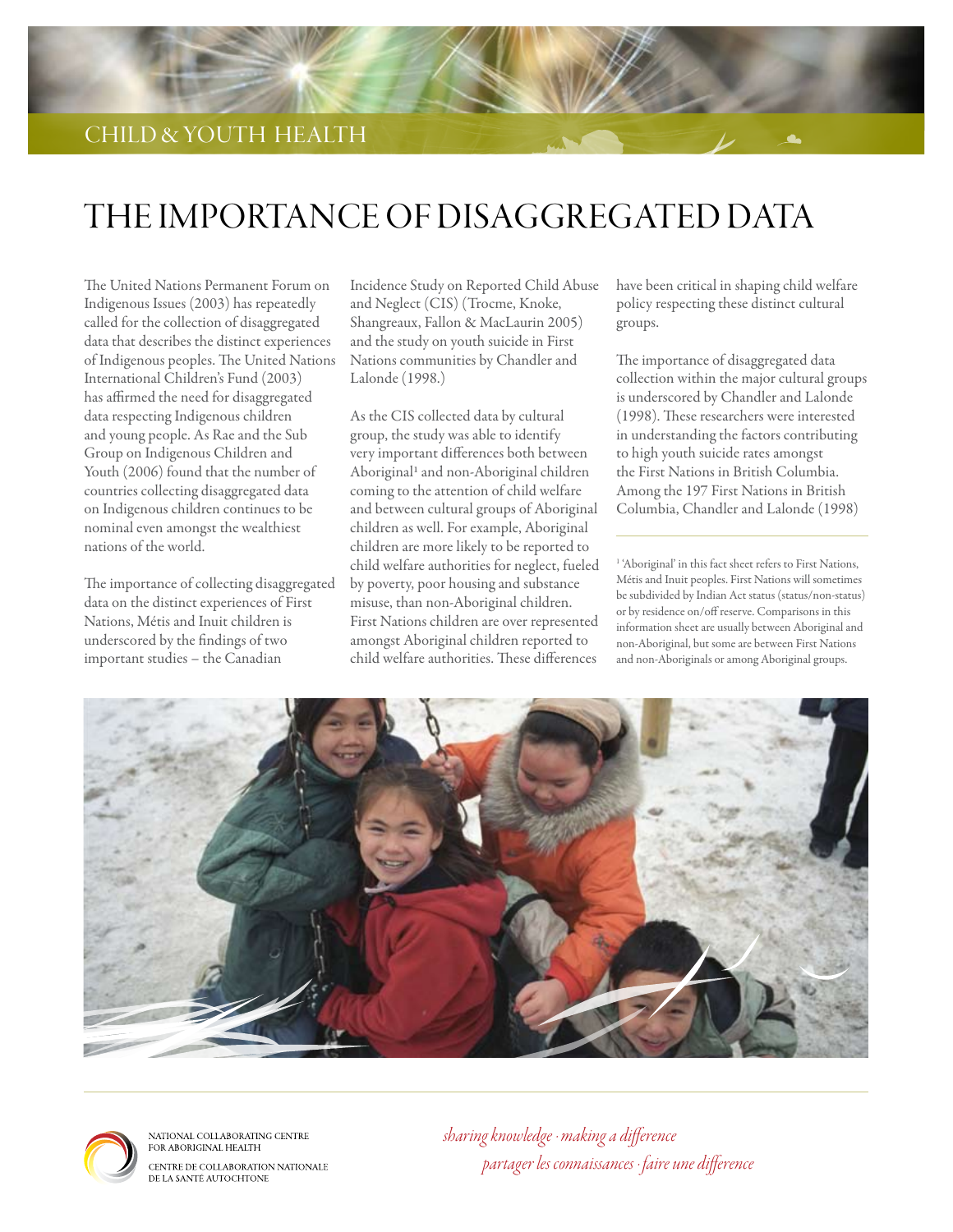CHILD & YOUTH HEALTH

# THE IMPORTANCE OF DISAGGREGATED DATA

The United Nations Permanent Forum on Indigenous Issues (2003) has repeatedly called for the collection of disaggregated data that describes the distinct experiences of Indigenous peoples. The United Nations International Children's Fund (2003) has affirmed the need for disaggregated data respecting Indigenous children and young people. As Rae and the Sub Group on Indigenous Children and Youth (2006) found that the number of countries collecting disaggregated data on Indigenous children continues to be nominal even amongst the wealthiest nations of the world.

The importance of collecting disaggregated data on the distinct experiences of First Nations, Métis and Inuit children is underscored by the findings of two important studies – the Canadian Incidence Study on Reported Child Abuse and Neglect (CIS) (Trocme, Knoke, Shangreaux, Fallon & MacLaurin 2005) and the study on youth suicide in First Nations communities by Chandler and Lalonde (1998.)

As the CIS collected data by cultural group, the study was able to identify very important differences both between Aboriginal[1] and non-Aboriginal children coming to the attention of child welfare and between cultural groups of Aboriginal children as well. For example, Aboriginal children are more likely to be reported to child welfare authorities for neglect, fueled by poverty, poor housing and substance misuse, than non-Aboriginal children. First Nations children are over represented amongst Aboriginal children reported to child welfare authorities. These differences have been critical in shaping child welfare policy respecting these distinct cultural groups.

The importance of disaggregated data collection within the major cultural groups is underscored by Chandler and Lalonde (1998). These researchers were interested in understanding the factors contributing to high youth suicide rates amongst the First Nations in British Columbia. Among the 197 First Nations in British Columbia, Chandler and Lalonde (1998)

[1] 'Aboriginal' in this fact sheet refers to First Nations, Métis and Inuit peoples. First Nations will sometimes be subdivided by Indian Act status (status/non-status) or by residence on/off reserve. Comparisons in this information sheet are usually between Aboriginal and non-Aboriginal, but some are between First Nations and non-Aboriginals or among Aboriginal groups.

NATIONAL COLLABORATING CENTRE FOR ABORIGINAL HEALTH

CENTRE DE COLLABORATION NATIONALE DE LA SANTÉ AUTOCHTONE

*sharing knowledge · making a difference*

*partager les connaissances · faire une différence*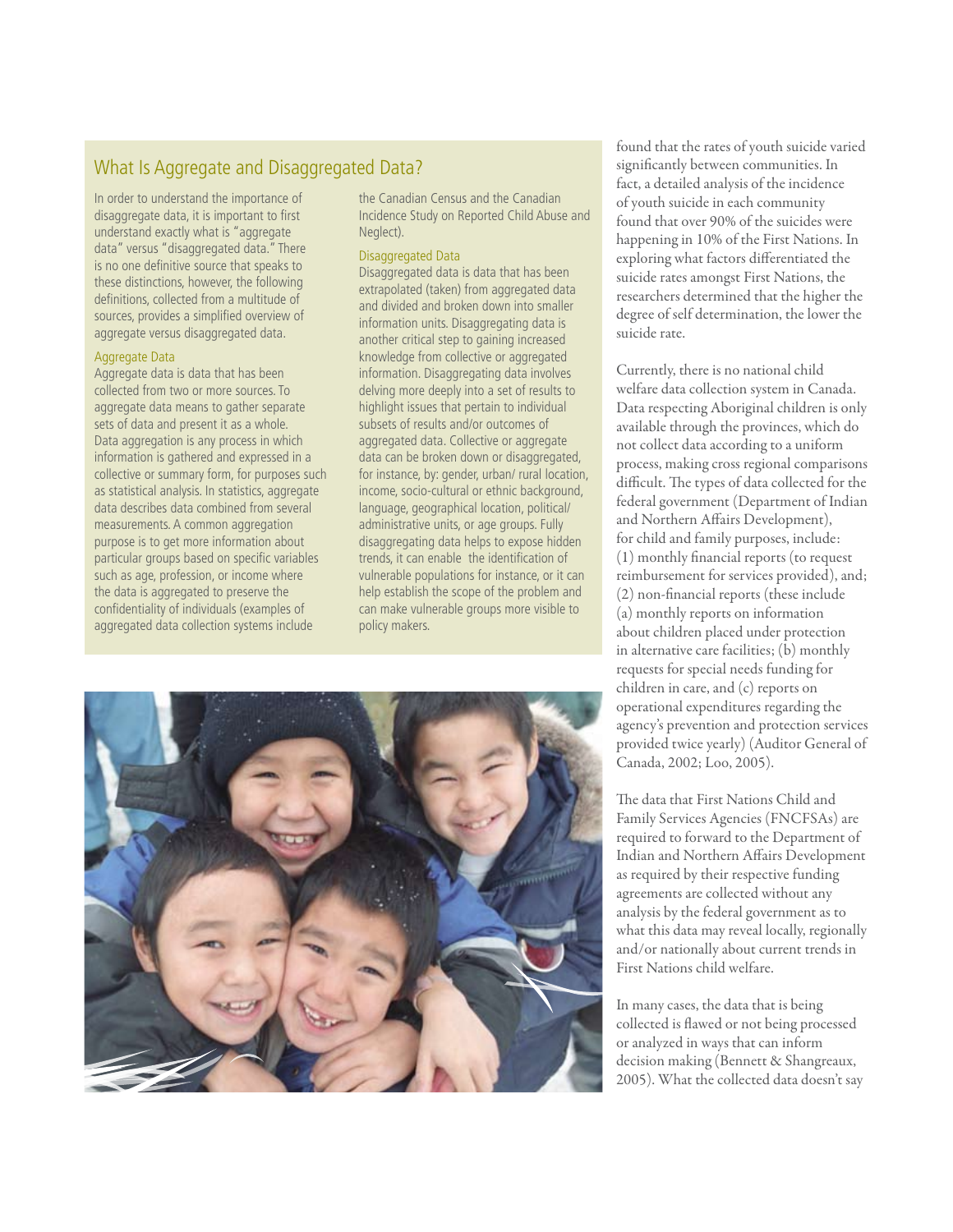## What Is Aggregate and Disaggregated Data?

In order to understand the importance of disaggregate data, it is important to first understand exactly what is "aggregate data" versus "disaggregated data." There is no one definitive source that speaks to these distinctions, however, the following definitions, collected from a multitude of sources, provides a simplified overview of aggregate versus disaggregated data.

### Aggregate Data

Aggregate data is data that has been collected from two or more sources. To aggregate data means to gather separate sets of data and present it as a whole. Data aggregation is any process in which information is gathered and expressed in a collective or summary form, for purposes such as statistical analysis. In statistics, aggregate data describes data combined from several measurements. A common aggregation purpose is to get more information about particular groups based on specific variables such as age, profession, or income where the data is aggregated to preserve the confidentiality of individuals (examples of aggregated data collection systems include the Canadian Census and the Canadian Incidence Study on Reported Child Abuse and Neglect).

### Disaggregated Data

Disaggregated data is data that has been extrapolated (taken) from aggregated data and divided and broken down into smaller information units. Disaggregating data is another critical step to gaining increased knowledge from collective or aggregated information. Disaggregating data involves delving more deeply into a set of results to highlight issues that pertain to individual subsets of results and/or outcomes of aggregated data. Collective or aggregate data can be broken down or disaggregated, for instance, by: gender, urban/ rural location, income, socio-cultural or ethnic background, language, geographical location, political/ administrative units, or age groups. Fully disaggregating data helps to expose hidden trends, it can enable the identification of vulnerable populations for instance, or it can help establish the scope of the problem and can make vulnerable groups more visible to policy makers.

found that the rates of youth suicide varied significantly between communities. In fact, a detailed analysis of the incidence of youth suicide in each community found that over 90% of the suicides were happening in 10% of the First Nations. In exploring what factors differentiated the suicide rates amongst First Nations, the researchers determined that the higher the degree of self determination, the lower the suicide rate.

Currently, there is no national child welfare data collection system in Canada. Data respecting Aboriginal children is only available through the provinces, which do not collect data according to a uniform process, making cross regional comparisons difficult. The types of data collected for the federal government (Department of Indian and Northern Affairs Development), for child and family purposes, include: (1) monthly financial reports (to request reimbursement for services provided), and; (2) non-financial reports (these include (a) monthly reports on information about children placed under protection in alternative care facilities; (b) monthly requests for special needs funding for children in care, and (c) reports on operational expenditures regarding the agency's prevention and protection services provided twice yearly) (Auditor General of Canada, 2002; Loo, 2005).

The data that First Nations Child and Family Services Agencies (FNCFSAs) are required to forward to the Department of Indian and Northern Affairs Development as required by their respective funding agreements are collected without any analysis by the federal government as to what this data may reveal locally, regionally and/or nationally about current trends in First Nations child welfare.

In many cases, the data that is being collected is flawed or not being processed or analyzed in ways that can inform decision making (Bennett & Shangreaux, 2005). What the collected data doesn't say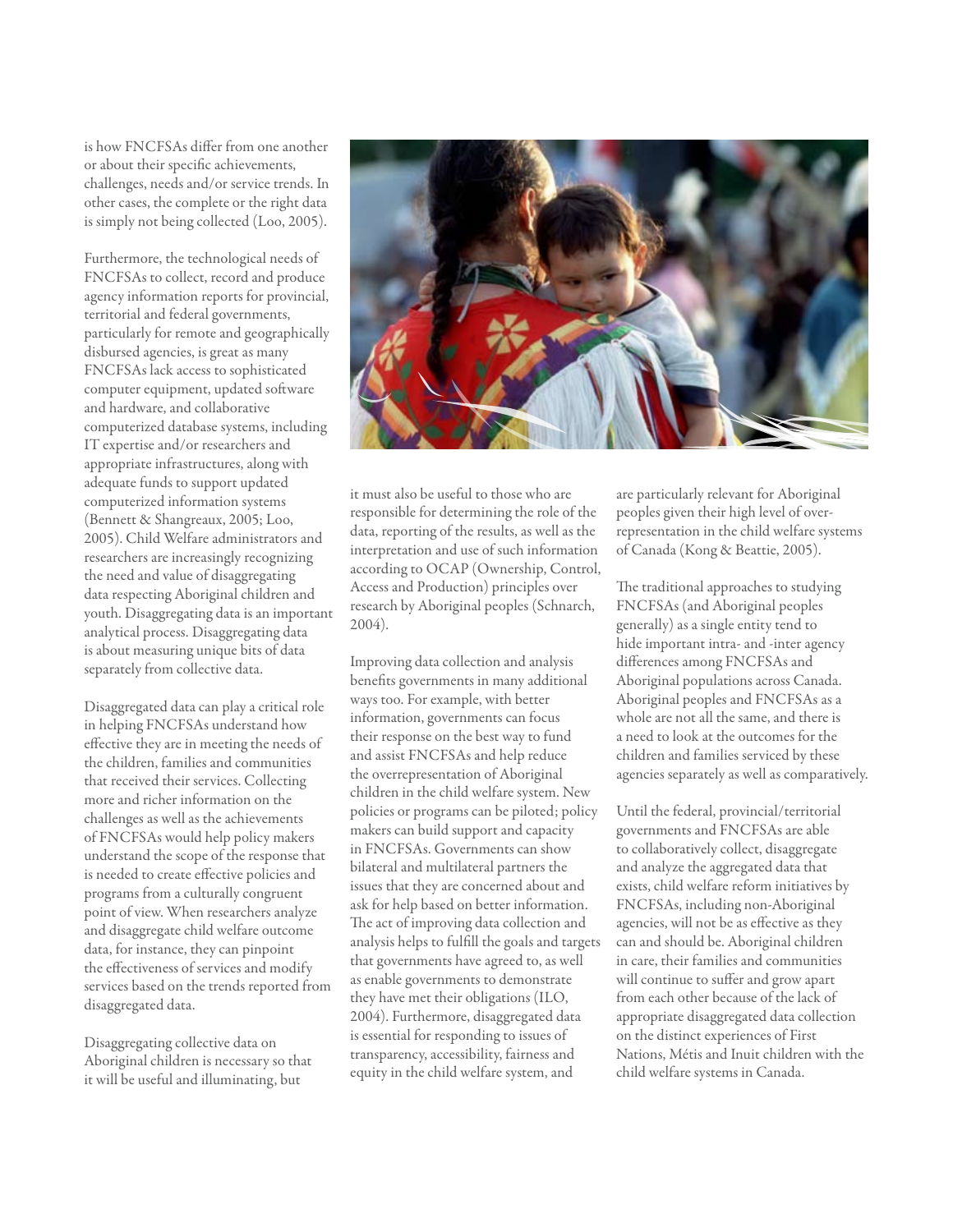is how FNCFSAs differ from one another or about their specific achievements, challenges, needs and/or service trends. In other cases, the complete or the right data is simply not being collected (Loo, 2005).

Furthermore, the technological needs of FNCFSAs to collect, record and produce agency information reports for provincial, territorial and federal governments, particularly for remote and geographically disbursed agencies, is great as many FNCFSAs lack access to sophisticated computer equipment, updated software and hardware, and collaborative computerized database systems, including IT expertise and/or researchers and appropriate infrastructures, along with adequate funds to support updated computerized information systems (Bennett & Shangreaux, 2005; Loo, 2005). Child Welfare administrators and researchers are increasingly recognizing the need and value of disaggregating data respecting Aboriginal children and youth. Disaggregating data is an important analytical process. Disaggregating data is about measuring unique bits of data separately from collective data.

Disaggregated data can play a critical role in helping FNCFSAs understand how effective they are in meeting the needs of the children, families and communities that received their services. Collecting more and richer information on the challenges as well as the achievements of FNCFSAs would help policy makers understand the scope of the response that is needed to create effective policies and programs from a culturally congruent point of view. When researchers analyze and disaggregate child welfare outcome data, for instance, they can pinpoint the effectiveness of services and modify services based on the trends reported from disaggregated data.

Disaggregating collective data on Aboriginal children is necessary so that it will be useful and illuminating, but it must also be useful to those who are responsible for determining the role of the data, reporting of the results, as well as the interpretation and use of such information according to OCAP (Ownership, Control, Access and Production) principles over research by Aboriginal peoples (Schnarch, 2004).

Improving data collection and analysis benefits governments in many additional ways too. For example, with better information, governments can focus their response on the best way to fund and assist FNCFSAs and help reduce the overrepresentation of Aboriginal children in the child welfare system. New policies or programs can be piloted; policy makers can build support and capacity in FNCFSAs. Governments can show bilateral and multilateral partners the issues that they are concerned about and ask for help based on better information. The act of improving data collection and analysis helps to fulfill the goals and targets that governments have agreed to, as well as enable governments to demonstrate they have met their obligations (ILO, 2004). Furthermore, disaggregated data is essential for responding to issues of transparency, accessibility, fairness and equity in the child welfare system, and are particularly relevant for Aboriginal peoples given their high level of over-representation in the child welfare systems of Canada (Kong & Beattie, 2005).

The traditional approaches to studying FNCFSAs (and Aboriginal peoples generally) as a single entity tend to hide important intra- and -inter agency differences among FNCFSAs and Aboriginal populations across Canada. Aboriginal peoples and FNCFSAs as a whole are not all the same, and there is a need to look at the outcomes for the children and families serviced by these agencies separately as well as comparatively.

Until the federal, provincial/territorial governments and FNCFSAs are able to collaboratively collect, disaggregate and analyze the aggregated data that exists, child welfare reform initiatives by FNCFSAs, including non-Aboriginal agencies, will not be as effective as they can and should be. Aboriginal children in care, their families and communities will continue to suffer and grow apart from each other because of the lack of appropriate disaggregated data collection on the distinct experiences of First Nations, Métis and Inuit children with the child welfare systems in Canada.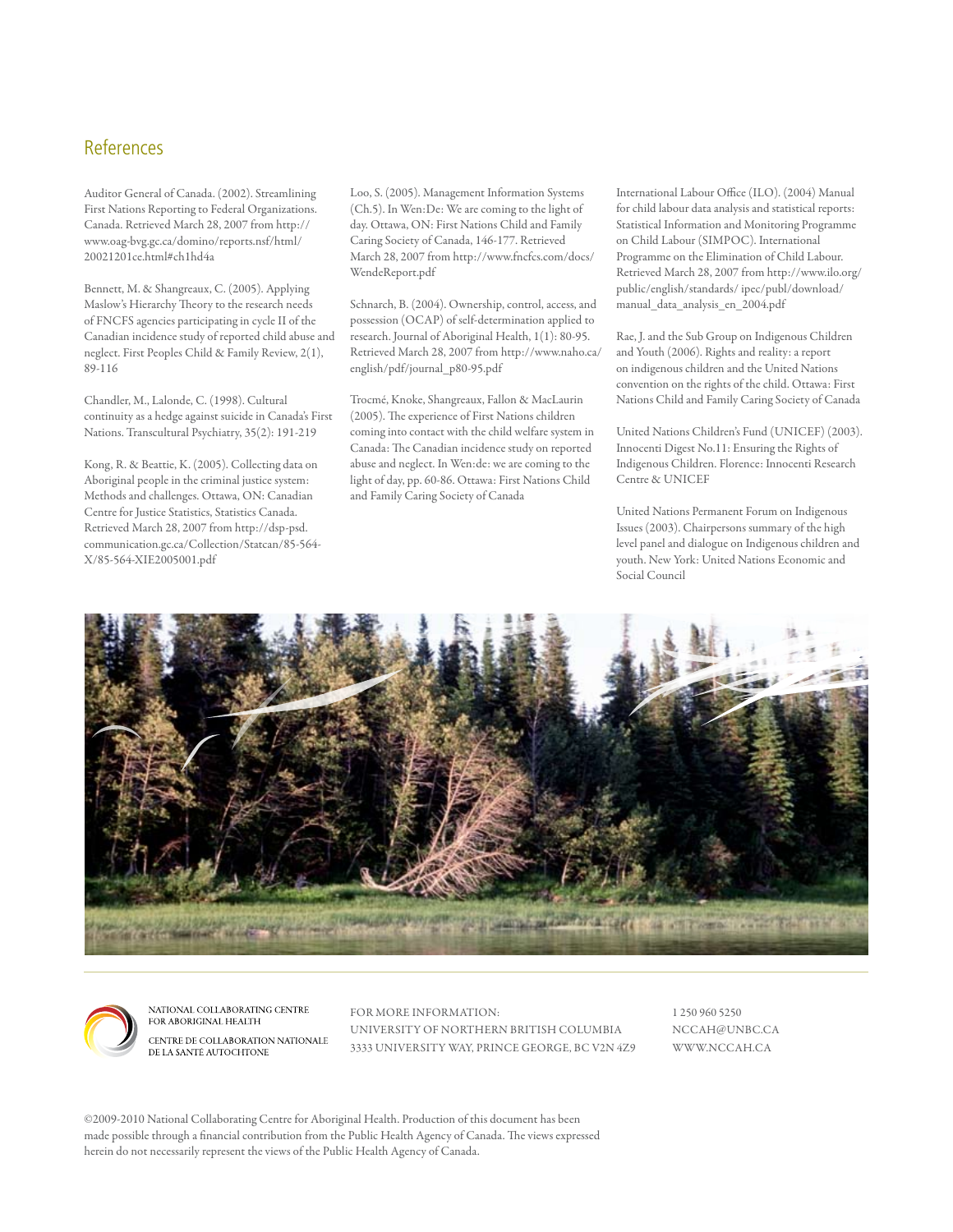## References

Auditor General of Canada. (2002). Streamlining First Nations Reporting to Federal Organizations. Canada. Retrieved March 28, 2007 from http://www.oag-bvg.gc.ca/domino/reports.nsf/html/20021201ce.html#ch1hd4a

Bennett, M. & Shangreaux, C. (2005). Applying Maslow's Hierarchy Theory to the research needs of FNCFS agencies participating in cycle II of the Canadian incidence study of reported child abuse and neglect. First Peoples Child & Family Review, 2(1), 89-116

Chandler, M., Lalonde, C. (1998). Cultural continuity as a hedge against suicide in Canada's First Nations. Transcultural Psychiatry, 35(2): 191-219

Kong, R. & Beattie, K. (2005). Collecting data on Aboriginal people in the criminal justice system: Methods and challenges. Ottawa, ON: Canadian Centre for Justice Statistics, Statistics Canada. Retrieved March 28, 2007 from http://dsp-psd.communication.gc.ca/Collection/Statcan/85-564-X/85-564-XIE2005001.pdf

Loo, S. (2005). Management Information Systems (Ch.5). In Wen:De: We are coming to the light of day. Ottawa, ON: First Nations Child and Family Caring Society of Canada, 146-177. Retrieved March 28, 2007 from http://www.fncfcs.com/docs/WendeReport.pdf

Schnarch, B. (2004). Ownership, control, access, and possession (OCAP) of self-determination applied to research. Journal of Aboriginal Health, 1(1): 80-95. Retrieved March 28, 2007 from http://www.naho.ca/english/pdf/journal_p80-95.pdf

Trocmé, Knoke, Shangreaux, Fallon & MacLaurin (2005). The experience of First Nations children coming into contact with the child welfare system in Canada: The Canadian incidence study on reported abuse and neglect. In Wen:de: we are coming to the light of day, pp. 60-86. Ottawa: First Nations Child and Family Caring Society of Canada

International Labour Office (ILO). (2004) Manual for child labour data analysis and statistical reports: Statistical Information and Monitoring Programme on Child Labour (SIMPOC). International Programme on the Elimination of Child Labour. Retrieved March 28, 2007 from http://www.ilo.org/public/english/standards/ ipec/publ/download/manual_data_analysis_en_2004.pdf

Rae, J. and the Sub Group on Indigenous Children and Youth (2006). Rights and reality: a report on indigenous children and the United Nations convention on the rights of the child. Ottawa: First Nations Child and Family Caring Society of Canada

United Nations Children's Fund (UNICEF) (2003). Innocenti Digest No.11: Ensuring the Rights of Indigenous Children. Florence: Innocenti Research Centre & UNICEF

United Nations Permanent Forum on Indigenous Issues (2003). Chairpersons summary of the high level panel and dialogue on Indigenous children and youth. New York: United Nations Economic and Social Council

NATIONAL COLLABORATING CENTRE FOR ABORIGINAL HEALTH

CENTRE DE COLLABORATION NATIONALE DE LA SANTÉ AUTOCHTONE

FOR MORE INFORMATION:
UNIVERSITY OF NORTHERN BRITISH COLUMBIA
3333 UNIVERSITY WAY, PRINCE GEORGE, BC V2N 4Z9

1 250 960 5250
NCCAH@UNBC.CA
WWW.NCCAH.CA

©2009-2010 National Collaborating Centre for Aboriginal Health. Production of this document has been made possible through a financial contribution from the Public Health Agency of Canada. The views expressed herein do not necessarily represent the views of the Public Health Agency of Canada.